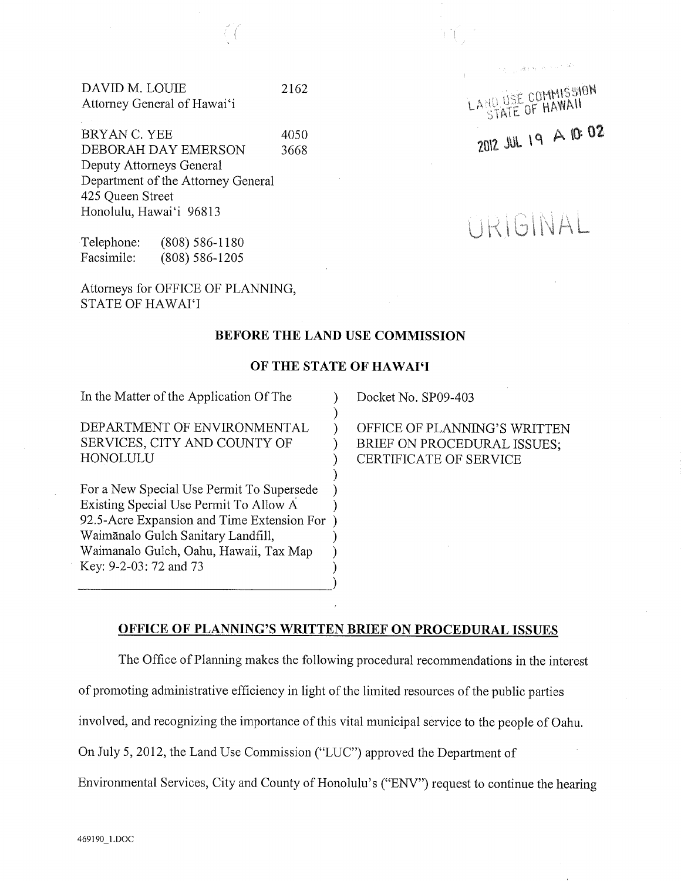DAVID M. LOUIE 2162
Attorney General of Hawai'i

BRYAN C. YEE 4050
DEBORAH DAY EMERSON 3668
Deputy Attorneys General
Department of the Attorney General
425 Queen Street
Honolulu, Hawai'i 96813

Telephone: (808) 586-1180
Facsimile: (808) 586-1205

Attorneys for OFFICE OF PLANNING,
STATE OF HAWAI'I

LAND USE COMMISSION
STATE OF HAWAII

2012 JUL 19 A 10:02

ORIGINAL

**BEFORE THE LAND USE COMMISSION**

**OF THE STATE OF HAWAI'I**

| | |
|---|---|
| In the Matter of the Application Of The<br><br>DEPARTMENT OF ENVIRONMENTAL SERVICES, CITY AND COUNTY OF HONOLULU<br><br>For a New Special Use Permit To Supersede Existing Special Use Permit To Allow A 92.5-Acre Expansion and Time Extension For Waimānalo Gulch Sanitary Landfill, Waimanalo Gulch, Oahu, Hawaii, Tax Map Key: 9-2-03: 72 and 73 | Docket No. SP09-403<br><br>OFFICE OF PLANNING'S WRITTEN BRIEF ON PROCEDURAL ISSUES; CERTIFICATE OF SERVICE |

**OFFICE OF PLANNING'S WRITTEN BRIEF ON PROCEDURAL ISSUES**

The Office of Planning makes the following procedural recommendations in the interest of promoting administrative efficiency in light of the limited resources of the public parties involved, and recognizing the importance of this vital municipal service to the people of Oahu. On July 5, 2012, the Land Use Commission ("LUC") approved the Department of Environmental Services, City and County of Honolulu's ("ENV") request to continue the hearing

469190_1.DOC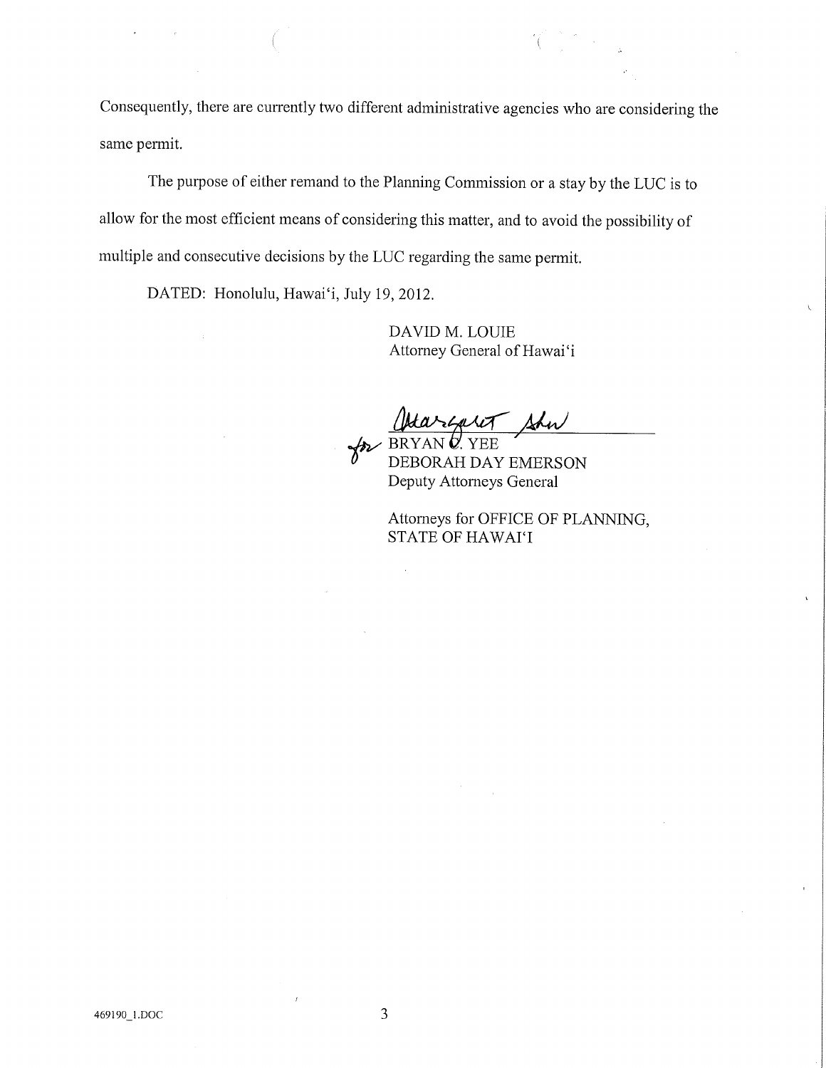Consequently, there are currently two different administrative agencies who are considering the same permit.

The purpose of either remand to the Planning Commission or a stay by the LUC is to allow for the most efficient means of considering this matter, and to avoid the possibility of multiple and consecutive decisions by the LUC regarding the same permit.

DATED: Honolulu, Hawai'i, July 19, 2012.

DAVID M. LOUIE
Attorney General of Hawai'i

for BRYAN C. YEE
DEBORAH DAY EMERSON
Deputy Attorneys General

Attorneys for OFFICE OF PLANNING, STATE OF HAWAI'I

469190_1.DOC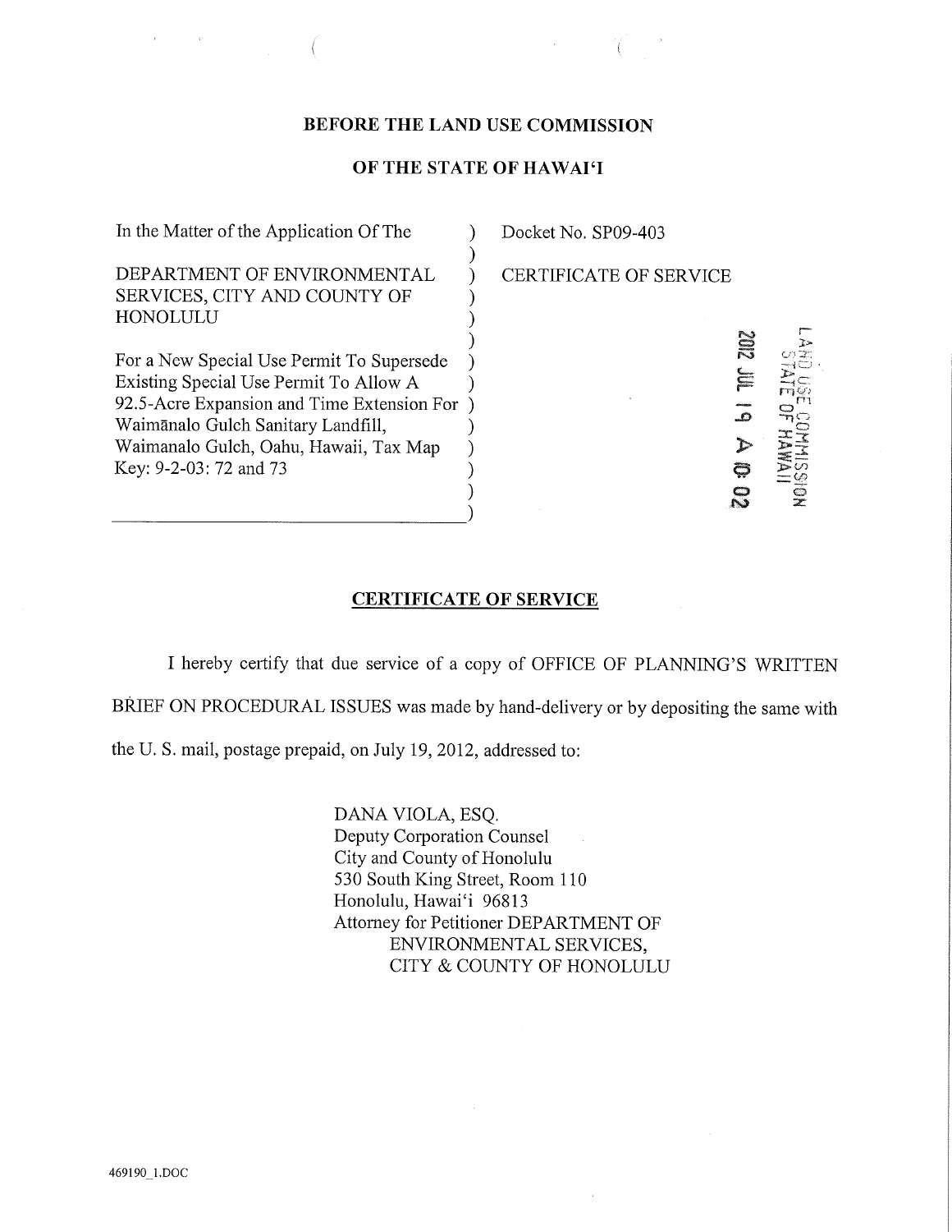**BEFORE THE LAND USE COMMISSION**

**OF THE STATE OF HAWAIʻI**

| | |
|---|---|
| In the Matter of the Application Of The<br><br>DEPARTMENT OF ENVIRONMENTAL SERVICES, CITY AND COUNTY OF HONOLULU<br><br>For a New Special Use Permit To Supersede Existing Special Use Permit To Allow A 92.5-Acre Expansion and Time Extension For Waimānalo Gulch Sanitary Landfill, Waimanalo Gulch, Oahu, Hawaii, Tax Map Key: 9-2-03: 72 and 73 | Docket No. SP09-403<br><br>CERTIFICATE OF SERVICE |

LAND USE COMMISSION
STATE OF HAWAII
2012 JUL 19 A 10: 02

**CERTIFICATE OF SERVICE**

I hereby certify that due service of a copy of OFFICE OF PLANNING'S WRITTEN BRIEF ON PROCEDURAL ISSUES was made by hand-delivery or by depositing the same with the U. S. mail, postage prepaid, on July 19, 2012, addressed to:

> DANA VIOLA, ESQ.
> Deputy Corporation Counsel
> City and County of Honolulu
> 530 South King Street, Room 110
> Honolulu, Hawaiʻi 96813
> Attorney for Petitioner DEPARTMENT OF ENVIRONMENTAL SERVICES, CITY & COUNTY OF HONOLULU

469190_1.DOC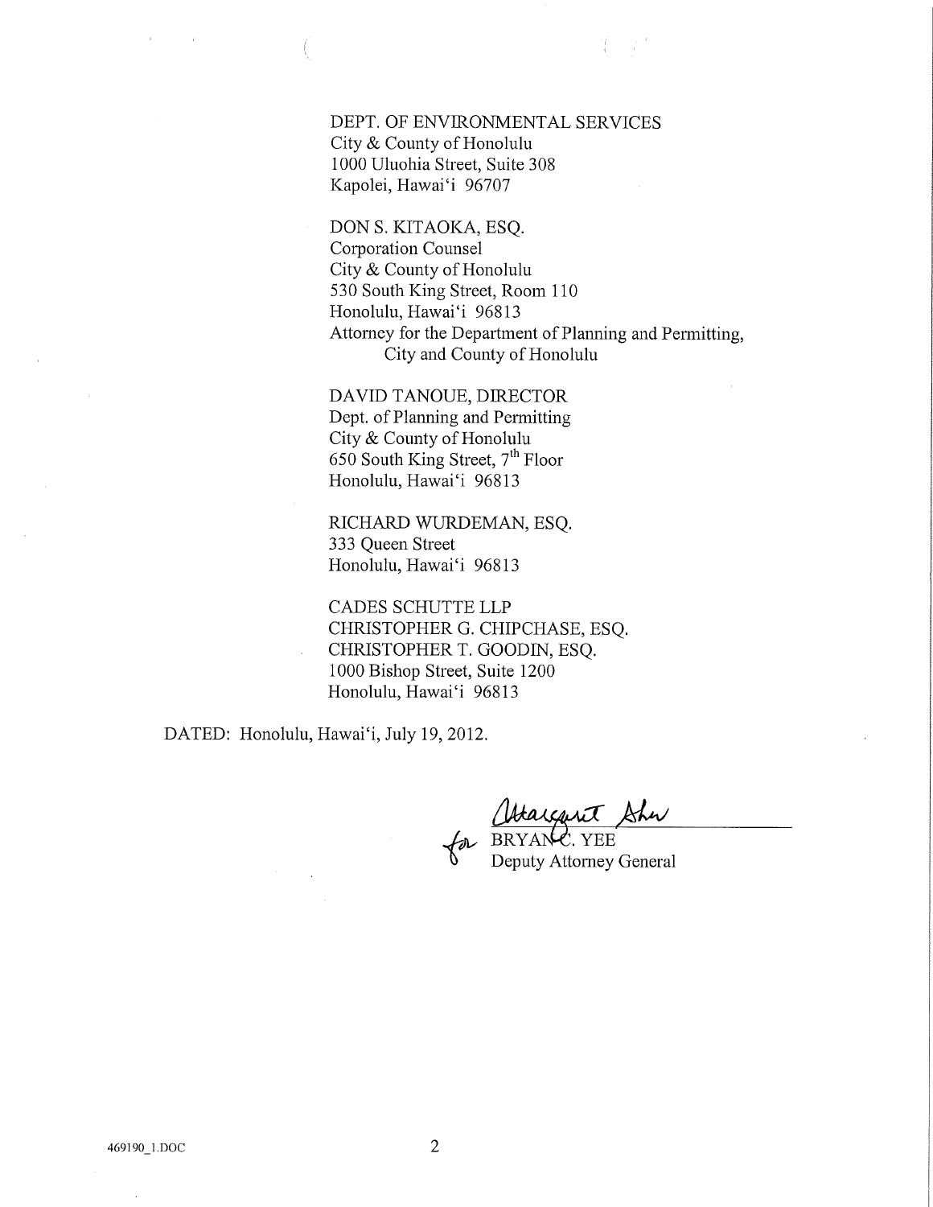DEPT. OF ENVIRONMENTAL SERVICES
City & County of Honolulu
1000 Uluohia Street, Suite 308
Kapolei, Hawai'i 96707

DON S. KITAOKA, ESQ.
Corporation Counsel
City & County of Honolulu
530 South King Street, Room 110
Honolulu, Hawai'i 96813
Attorney for the Department of Planning and Permitting,
City and County of Honolulu

DAVID TANOUE, DIRECTOR
Dept. of Planning and Permitting
City & County of Honolulu
650 South King Street, 7th Floor
Honolulu, Hawai'i 96813

RICHARD WURDEMAN, ESQ.
333 Queen Street
Honolulu, Hawai'i 96813

CADES SCHUTTE LLP
CHRISTOPHER G. CHIPCHASE, ESQ.
CHRISTOPHER T. GOODIN, ESQ.
1000 Bishop Street, Suite 1200
Honolulu, Hawai'i 96813

DATED: Honolulu, Hawai'i, July 19, 2012.

for Margaret Ahn
BRYAN C. YEE
Deputy Attorney General

469190_1.DOC